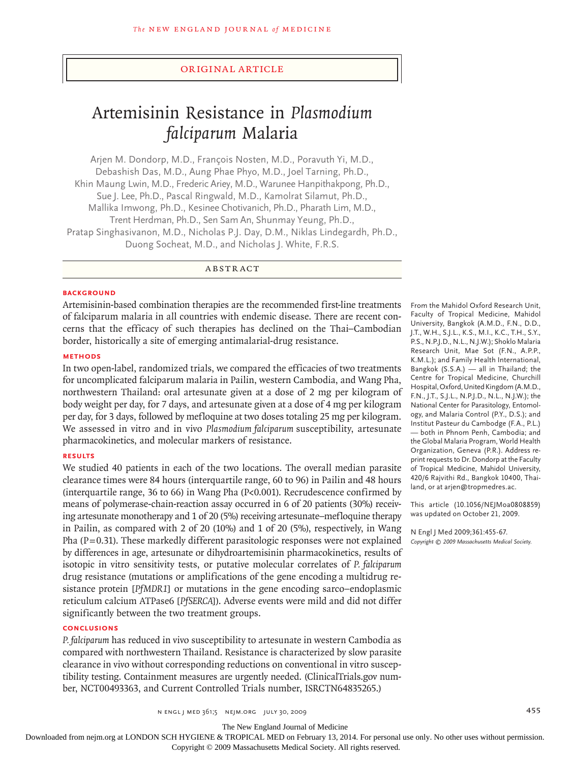ORIGINAL ARTICLE

# Artemisinin Resistance in *Plasmodium falciparum* Malaria

Arjen M. Dondorp, M.D., François Nosten, M.D., Poravuth Yi, M.D., Debashish Das, M.D., Aung Phae Phyo, M.D., Joel Tarning, Ph.D., Khin Maung Lwin, M.D., Frederic Ariey, M.D., Warunee Hanpithakpong, Ph.D., Sue J. Lee, Ph.D., Pascal Ringwald, M.D., Kamolrat Silamut, Ph.D., Mallika Imwong, Ph.D., Kesinee Chotivanich, Ph.D., Pharath Lim, M.D., Trent Herdman, Ph.D., Sen Sam An, Shunmay Yeung, Ph.D., Pratap Singhasivanon, M.D., Nicholas P.J. Day, D.M., Niklas Lindegardh, Ph.D., Duong Socheat, M.D., and Nicholas J. White, F.R.S.

## ABSTRACT

### BACKGROUND

Artemisinin-based combination therapies are the recommended first-line treatments of falciparum malaria in all countries with endemic disease. There are recent concerns that the efficacy of such therapies has declined on the Thai–Cambodian border, historically a site of emerging antimalarial-drug resistance.

### METHODS

In two open-label, randomized trials, we compared the efficacies of two treatments for uncomplicated falciparum malaria in Pailin, western Cambodia, and Wang Pha, northwestern Thailand: oral artesunate given at a dose of 2 mg per kilogram of body weight per day, for 7 days, and artesunate given at a dose of 4 mg per kilogram per day, for 3 days, followed by mefloquine at two doses totaling 25 mg per kilogram. We assessed in vitro and in vivo *Plasmodium falciparum* susceptibility, artesunate pharmacokinetics, and molecular markers of resistance.

### RESULTS

We studied 40 patients in each of the two locations. The overall median parasite clearance times were 84 hours (interquartile range, 60 to 96) in Pailin and 48 hours (interquartile range, 36 to 66) in Wang Pha (P<0.001). Recrudescence confirmed by means of polymerase-chain-reaction assay occurred in 6 of 20 patients (30%) receiving artesunate monotherapy and 1 of 20 (5%) receiving artesunate–mefloquine therapy in Pailin, as compared with 2 of 20 (10%) and 1 of 20 (5%), respectively, in Wang Pha (P=0.31). These markedly different parasitologic responses were not explained by differences in age, artesunate or dihydroartemisinin pharmacokinetics, results of isotopic in vitro sensitivity tests, or putative molecular correlates of *P. falciparum* drug resistance (mutations or amplifications of the gene encoding a multidrug resistance protein [*PfMDR1*] or mutations in the gene encoding sarco–endoplasmic reticulum calcium ATPase6 [*PfSERCA*]). Adverse events were mild and did not differ significantly between the two treatment groups.

### CONCLUSIONS

*P. falciparum* has reduced in vivo susceptibility to artesunate in western Cambodia as compared with northwestern Thailand. Resistance is characterized by slow parasite clearance in vivo without corresponding reductions on conventional in vitro susceptibility testing. Containment measures are urgently needed. (ClinicalTrials.gov number, NCT00493363, and Current Controlled Trials number, ISRCTN64835265.)

From the Mahidol Oxford Research Unit, Faculty of Tropical Medicine, Mahidol University, Bangkok (A.M.D., F.N., D.D., J.T., W.H., S.J.L., K.S., M.I., K.C., T.H., S.Y., P.S., N.P.J.D., N.L., N.J.W.); Shoklo Malaria Research Unit, Mae Sot (F.N., A.P.P., K.M.L.); and Family Health International, Bangkok (S.S.A.) — all in Thailand; the Centre for Tropical Medicine, Churchill Hospital, Oxford, United Kingdom (A.M.D., F.N., J.T., S.J.L., N.P.J.D., N.L., N.J.W.); the National Center for Parasitology, Entomology, and Malaria Control (P.Y., D.S.); and Institut Pasteur du Cambodge (F.A., P.L.) — both in Phnom Penh, Cambodia; and the Global Malaria Program, World Health Organization, Geneva (P.R.). Address reprint requests to Dr. Dondorp at the Faculty of Tropical Medicine, Mahidol University, 420/6 Rajvithi Rd., Bangkok 10400, Thailand, or at arjen@tropmedres.ac.

This article (10.1056/NEJMoa0808859) was updated on October 21, 2009.

N Engl J Med 2009;361:455-67.
*Copyright © 2009 Massachusetts Medical Society.*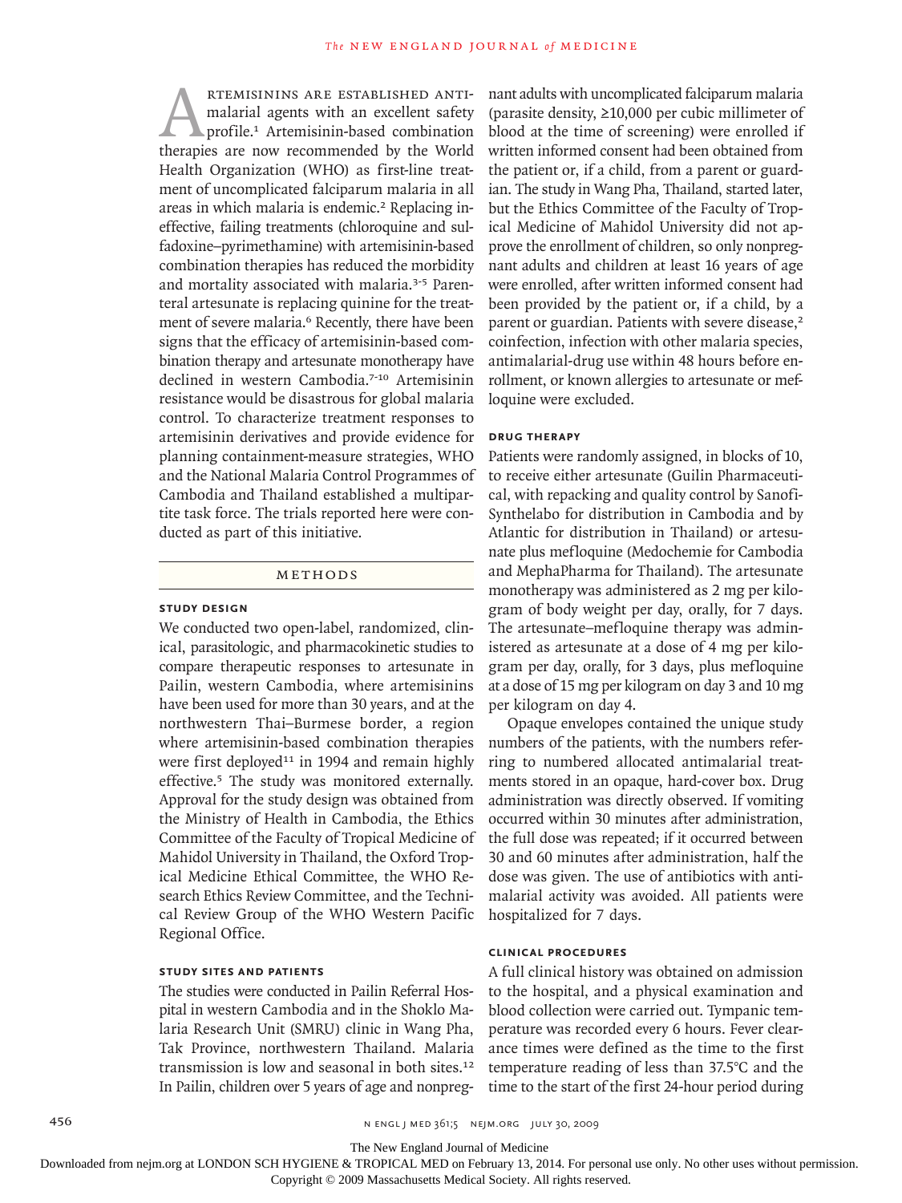Artemisinins are established antimalarial agents with an excellent safety profile.[1] Artemisinin-based combination therapies are now recommended by the World Health Organization (WHO) as first-line treatment of uncomplicated falciparum malaria in all areas in which malaria is endemic.[2] Replacing ineffective, failing treatments (chloroquine and sulfadoxine–pyrimethamine) with artemisinin-based combination therapies has reduced the morbidity and mortality associated with malaria.[3-5] Parenteral artesunate is replacing quinine for the treatment of severe malaria.[6] Recently, there have been signs that the efficacy of artemisinin-based combination therapy and artesunate monotherapy have declined in western Cambodia.[7-10] Artemisinin resistance would be disastrous for global malaria control. To characterize treatment responses to artemisinin derivatives and provide evidence for planning containment-measure strategies, WHO and the National Malaria Control Programmes of Cambodia and Thailand established a multipartite task force. The trials reported here were conducted as part of this initiative.

## Methods

### Study Design

We conducted two open-label, randomized, clinical, parasitologic, and pharmacokinetic studies to compare therapeutic responses to artesunate in Pailin, western Cambodia, where artemisinins have been used for more than 30 years, and at the northwestern Thai–Burmese border, a region where artemisinin-based combination therapies were first deployed[11] in 1994 and remain highly effective.[5] The study was monitored externally. Approval for the study design was obtained from the Ministry of Health in Cambodia, the Ethics Committee of the Faculty of Tropical Medicine of Mahidol University in Thailand, the Oxford Tropical Medicine Ethical Committee, the WHO Research Ethics Review Committee, and the Technical Review Group of the WHO Western Pacific Regional Office.

### Study Sites and Patients

The studies were conducted in Pailin Referral Hospital in western Cambodia and in the Shoklo Malaria Research Unit (SMRU) clinic in Wang Pha, Tak Province, northwestern Thailand. Malaria transmission is low and seasonal in both sites.[12] In Pailin, children over 5 years of age and nonpregnant adults with uncomplicated falciparum malaria (parasite density, ≥10,000 per cubic millimeter of blood at the time of screening) were enrolled if written informed consent had been obtained from the patient or, if a child, from a parent or guardian. The study in Wang Pha, Thailand, started later, but the Ethics Committee of the Faculty of Tropical Medicine of Mahidol University did not approve the enrollment of children, so only nonpregnant adults and children at least 16 years of age were enrolled, after written informed consent had been provided by the patient or, if a child, by a parent or guardian. Patients with severe disease,[2] coinfection, infection with other malaria species, antimalarial-drug use within 48 hours before enrollment, or known allergies to artesunate or mefloquine were excluded.

### Drug Therapy

Patients were randomly assigned, in blocks of 10, to receive either artesunate (Guilin Pharmaceutical, with repacking and quality control by Sanofi-Synthelabo for distribution in Cambodia and by Atlantic for distribution in Thailand) or artesunate plus mefloquine (Medochemie for Cambodia and MephaPharma for Thailand). The artesunate monotherapy was administered as 2 mg per kilogram of body weight per day, orally, for 7 days. The artesunate–mefloquine therapy was administered as artesunate at a dose of 4 mg per kilogram per day, orally, for 3 days, plus mefloquine at a dose of 15 mg per kilogram on day 3 and 10 mg per kilogram on day 4.

Opaque envelopes contained the unique study numbers of the patients, with the numbers referring to numbered allocated antimalarial treatments stored in an opaque, hard-cover box. Drug administration was directly observed. If vomiting occurred within 30 minutes after administration, the full dose was repeated; if it occurred between 30 and 60 minutes after administration, half the dose was given. The use of antibiotics with antimalarial activity was avoided. All patients were hospitalized for 7 days.

### Clinical Procedures

A full clinical history was obtained on admission to the hospital, and a physical examination and blood collection were carried out. Tympanic temperature was recorded every 6 hours. Fever clearance times were defined as the time to the first temperature reading of less than 37.5°C and the time to the start of the first 24-hour period during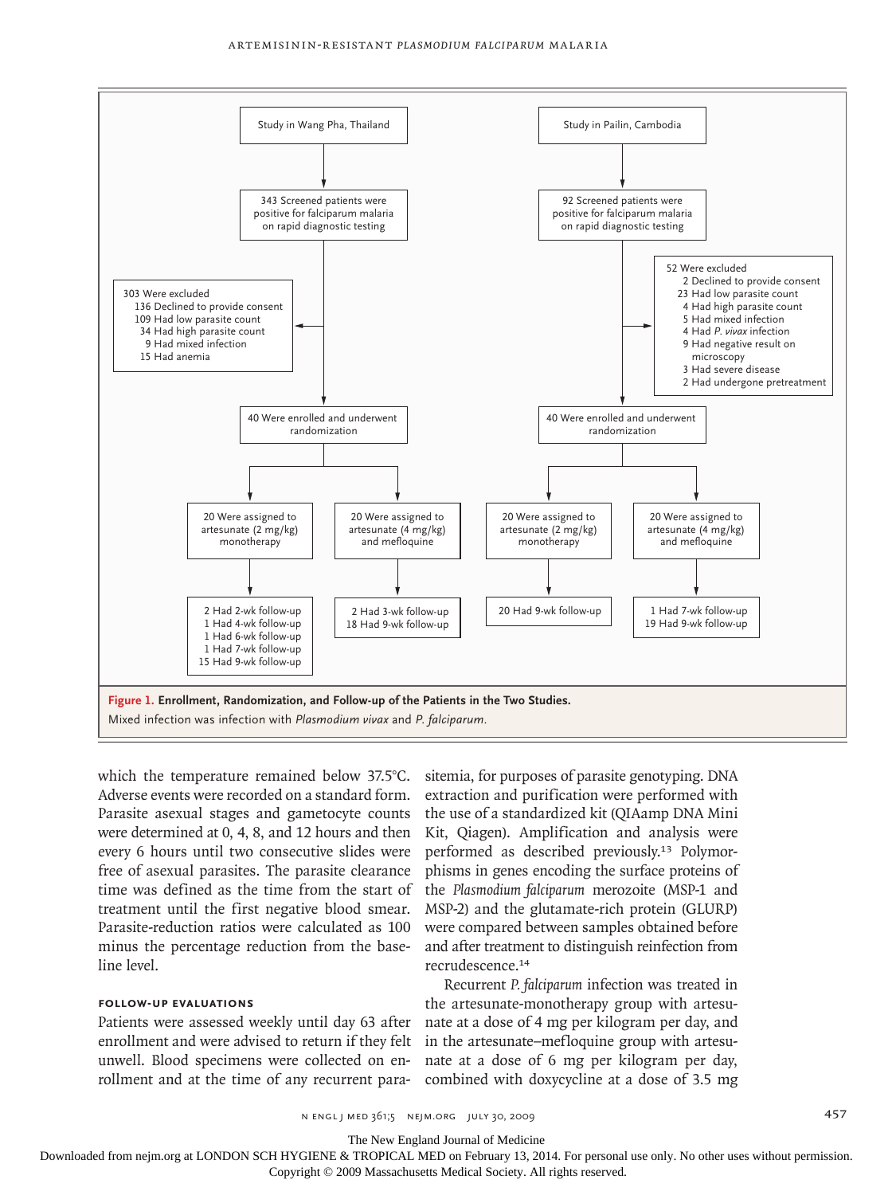Study in Wang Pha, Thailand

343 Screened patients were positive for falciparum malaria on rapid diagnostic testing

303 Were excluded
- 136 Declined to provide consent
- 109 Had low parasite count
- 34 Had high parasite count
- 9 Had mixed infection
- 15 Had anemia

40 Were enrolled and underwent randomization

20 Were assigned to artesunate (2 mg/kg) monotherapy
- 2 Had 2-wk follow-up
- 1 Had 4-wk follow-up
- 1 Had 6-wk follow-up
- 1 Had 7-wk follow-up
- 15 Had 9-wk follow-up

20 Were assigned to artesunate (4 mg/kg) and mefloquine
- 2 Had 3-wk follow-up
- 18 Had 9-wk follow-up

Study in Pailin, Cambodia

92 Screened patients were positive for falciparum malaria on rapid diagnostic testing

52 Were excluded
- 2 Declined to provide consent
- 23 Had low parasite count
- 4 Had high parasite count
- 5 Had mixed infection
- 4 Had *P. vivax* infection
- 9 Had negative result on microscopy
- 3 Had severe disease
- 2 Had undergone pretreatment

40 Were enrolled and underwent randomization

20 Were assigned to artesunate (2 mg/kg) monotherapy
- 20 Had 9-wk follow-up

20 Were assigned to artesunate (4 mg/kg) and mefloquine
- 1 Had 7-wk follow-up
- 19 Had 9-wk follow-up

**Figure 1. Enrollment, Randomization, and Follow-up of the Patients in the Two Studies.**
Mixed infection was infection with *Plasmodium vivax* and *P. falciparum*.

which the temperature remained below 37.5°C. Adverse events were recorded on a standard form. Parasite asexual stages and gametocyte counts were determined at 0, 4, 8, and 12 hours and then every 6 hours until two consecutive slides were free of asexual parasites. The parasite clearance time was defined as the time from the start of treatment until the first negative blood smear. Parasite-reduction ratios were calculated as 100 minus the percentage reduction from the baseline level.

### FOLLOW-UP EVALUATIONS

Patients were assessed weekly until day 63 after enrollment and were advised to return if they felt unwell. Blood specimens were collected on enrollment and at the time of any recurrent parasitemia, for purposes of parasite genotyping. DNA extraction and purification were performed with the use of a standardized kit (QIAamp DNA Mini Kit, Qiagen). Amplification and analysis were performed as described previously.[13] Polymorphisms in genes encoding the surface proteins of the *Plasmodium falciparum* merozoite (MSP-1 and MSP-2) and the glutamate-rich protein (GLURP) were compared between samples obtained before and after treatment to distinguish reinfection from recrudescence.[14]

Recurrent *P. falciparum* infection was treated in the artesunate-monotherapy group with artesunate at a dose of 4 mg per kilogram per day, and in the artesunate–mefloquine group with artesunate at a dose of 6 mg per kilogram per day, combined with doxycycline at a dose of 3.5 mg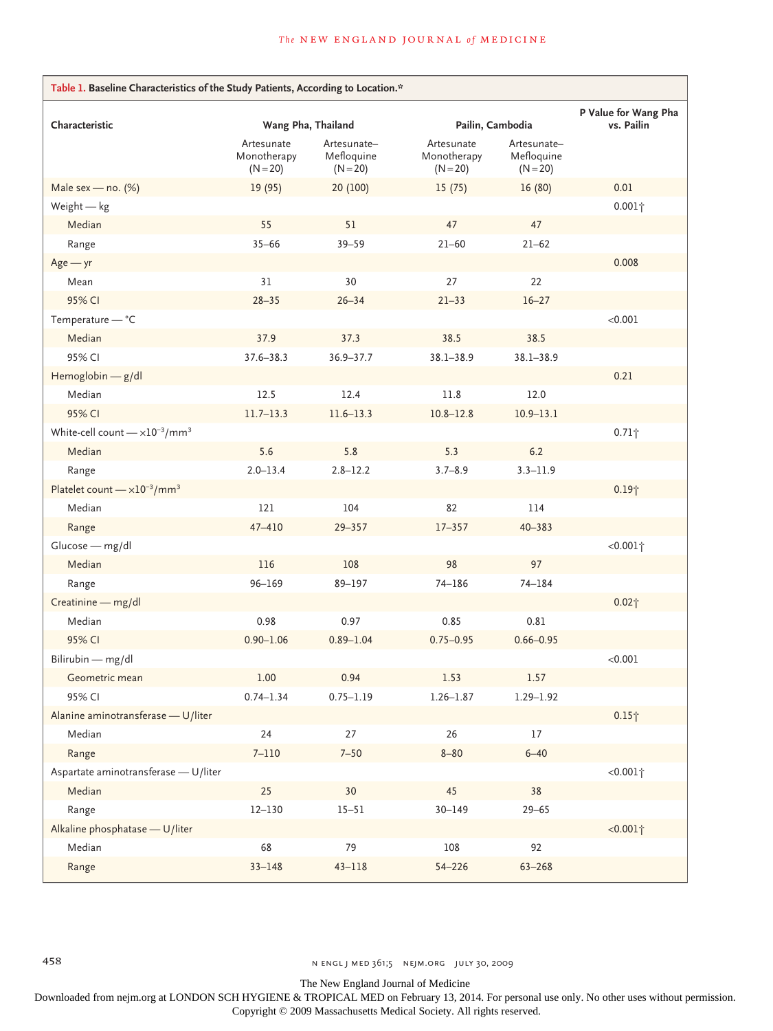**Table 1. Baseline Characteristics of the Study Patients, According to Location.***

| Characteristic | Wang Pha, Thailand | | Pailin, Cambodia | | P Value for Wang Pha vs. Pailin |
|---|---|---|---|---|---|
| | Artesunate Monotherapy (N=20) | Artesunate–Mefloquine (N=20) | Artesunate Monotherapy (N=20) | Artesunate–Mefloquine (N=20) | |
| Male sex — no. (%) | 19 (95) | 20 (100) | 15 (75) | 16 (80) | 0.01 |
| Weight — kg | | | | | 0.001† |
| Median | 55 | 51 | 47 | 47 | |
| Range | 35–66 | 39–59 | 21–60 | 21–62 | |
| Age — yr | | | | | 0.008 |
| Mean | 31 | 30 | 27 | 22 | |
| 95% CI | 28–35 | 26–34 | 21–33 | 16–27 | |
| Temperature — °C | | | | | <0.001 |
| Median | 37.9 | 37.3 | 38.5 | 38.5 | |
| 95% CI | 37.6–38.3 | 36.9–37.7 | 38.1–38.9 | 38.1–38.9 | |
| Hemoglobin — g/dl | | | | | 0.21 |
| Median | 12.5 | 12.4 | 11.8 | 12.0 | |
| 95% CI | 11.7–13.3 | 11.6–13.3 | 10.8–12.8 | 10.9–13.1 | |
| White-cell count — $\times 10^{-3}$/mm$^3$ | | | | | 0.71† |
| Median | 5.6 | 5.8 | 5.3 | 6.2 | |
| Range | 2.0–13.4 | 2.8–12.2 | 3.7–8.9 | 3.3–11.9 | |
| Platelet count — $\times 10^{-3}$/mm$^3$ | | | | | 0.19† |
| Median | 121 | 104 | 82 | 114 | |
| Range | 47–410 | 29–357 | 17–357 | 40–383 | |
| Glucose — mg/dl | | | | | <0.001† |
| Median | 116 | 108 | 98 | 97 | |
| Range | 96–169 | 89–197 | 74–186 | 74–184 | |
| Creatinine — mg/dl | | | | | 0.02† |
| Median | 0.98 | 0.97 | 0.85 | 0.81 | |
| 95% CI | 0.90–1.06 | 0.89–1.04 | 0.75–0.95 | 0.66–0.95 | |
| Bilirubin — mg/dl | | | | | <0.001 |
| Geometric mean | 1.00 | 0.94 | 1.53 | 1.57 | |
| 95% CI | 0.74–1.34 | 0.75–1.19 | 1.26–1.87 | 1.29–1.92 | |
| Alanine aminotransferase — U/liter | | | | | 0.15† |
| Median | 24 | 27 | 26 | 17 | |
| Range | 7–110 | 7–50 | 8–80 | 6–40 | |
| Aspartate aminotransferase — U/liter | | | | | <0.001† |
| Median | 25 | 30 | 45 | 38 | |
| Range | 12–130 | 15–51 | 30–149 | 29–65 | |
| Alkaline phosphatase — U/liter | | | | | <0.001† |
| Median | 68 | 79 | 108 | 92 | |
| Range | 33–148 | 43–118 | 54–226 | 63–268 | |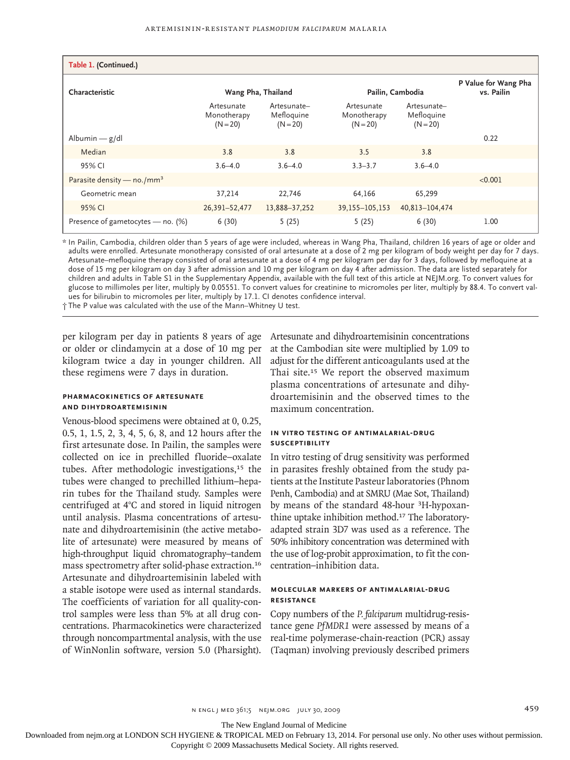**Table 1. (Continued.)**

| Characteristic | Wang Pha, Thailand | | Pailin, Cambodia | | P Value for Wang Pha vs. Pailin |
|---|---|---|---|---|---|
| | Artesunate Monotherapy (N=20) | Artesunate–Mefloquine (N=20) | Artesunate Monotherapy (N=20) | Artesunate–Mefloquine (N=20) | |
| Albumin — g/dl | | | | | 0.22 |
| Median | 3.8 | 3.8 | 3.5 | 3.8 | |
| 95% CI | 3.6–4.0 | 3.6–4.0 | 3.3–3.7 | 3.6–4.0 | |
| Parasite density — no./mm³ | | | | | <0.001 |
| Geometric mean | 37,214 | 22,746 | 64,166 | 65,299 | |
| 95% CI | 26,391–52,477 | 13,888–37,252 | 39,155–105,153 | 40,813–104,474 | |
| Presence of gametocytes — no. (%) | 6 (30) | 5 (25) | 5 (25) | 6 (30) | 1.00 |

\* In Pailin, Cambodia, children older than 5 years of age were included, whereas in Wang Pha, Thailand, children 16 years of age or older and adults were enrolled. Artesunate monotherapy consisted of oral artesunate at a dose of 2 mg per kilogram of body weight per day for 7 days. Artesunate–mefloquine therapy consisted of oral artesunate at a dose of 4 mg per kilogram per day for 3 days, followed by mefloquine at a dose of 15 mg per kilogram on day 3 after admission and 10 mg per kilogram on day 4 after admission. The data are listed separately for children and adults in Table S1 in the Supplementary Appendix, available with the full text of this article at NEJM.org. To convert values for glucose to millimoles per liter, multiply by 0.05551. To convert values for creatinine to micromoles per liter, multiply by 88.4. To convert values for bilirubin to micromoles per liter, multiply by 17.1. CI denotes confidence interval.

† The P value was calculated with the use of the Mann–Whitney U test.

per kilogram per day in patients 8 years of age or older or clindamycin at a dose of 10 mg per kilogram twice a day in younger children. All these regimens were 7 days in duration.

### PHARMACOKINETICS OF ARTESUNATE AND DIHYDROARTEMISININ

Venous-blood specimens were obtained at 0, 0.25, 0.5, 1, 1.5, 2, 3, 4, 5, 6, 8, and 12 hours after the first artesunate dose. In Pailin, the samples were collected on ice in prechilled fluoride–oxalate tubes. After methodologic investigations,[15] the tubes were changed to prechilled lithium–heparin tubes for the Thailand study. Samples were centrifuged at 4°C and stored in liquid nitrogen until analysis. Plasma concentrations of artesunate and dihydroartemisinin (the active metabolite of artesunate) were measured by means of high-throughput liquid chromatography–tandem mass spectrometry after solid-phase extraction.[16] Artesunate and dihydroartemisinin labeled with a stable isotope were used as internal standards. The coefficients of variation for all quality-control samples were less than 5% at all drug concentrations. Pharmacokinetics were characterized through noncompartmental analysis, with the use of WinNonlin software, version 5.0 (Pharsight). Artesunate and dihydroartemisinin concentrations at the Cambodian site were multiplied by 1.09 to adjust for the different anticoagulants used at the Thai site.[15] We report the observed maximum plasma concentrations of artesunate and dihydroartemisinin and the observed times to the maximum concentration.

### IN VITRO TESTING OF ANTIMALARIAL-DRUG SUSCEPTIBILITY

In vitro testing of drug sensitivity was performed in parasites freshly obtained from the study patients at the Institute Pasteur laboratories (Phnom Penh, Cambodia) and at SMRU (Mae Sot, Thailand) by means of the standard 48-hour $^{3}$H-hypoxanthine uptake inhibition method.[17] The laboratory-adapted strain 3D7 was used as a reference. The 50% inhibitory concentration was determined with the use of log-probit approximation, to fit the concentration–inhibition data.

### MOLECULAR MARKERS OF ANTIMALARIAL-DRUG RESISTANCE

Copy numbers of the *P. falciparum* multidrug-resistance gene *PfMDR1* were assessed by means of a real-time polymerase-chain-reaction (PCR) assay (Taqman) involving previously described primers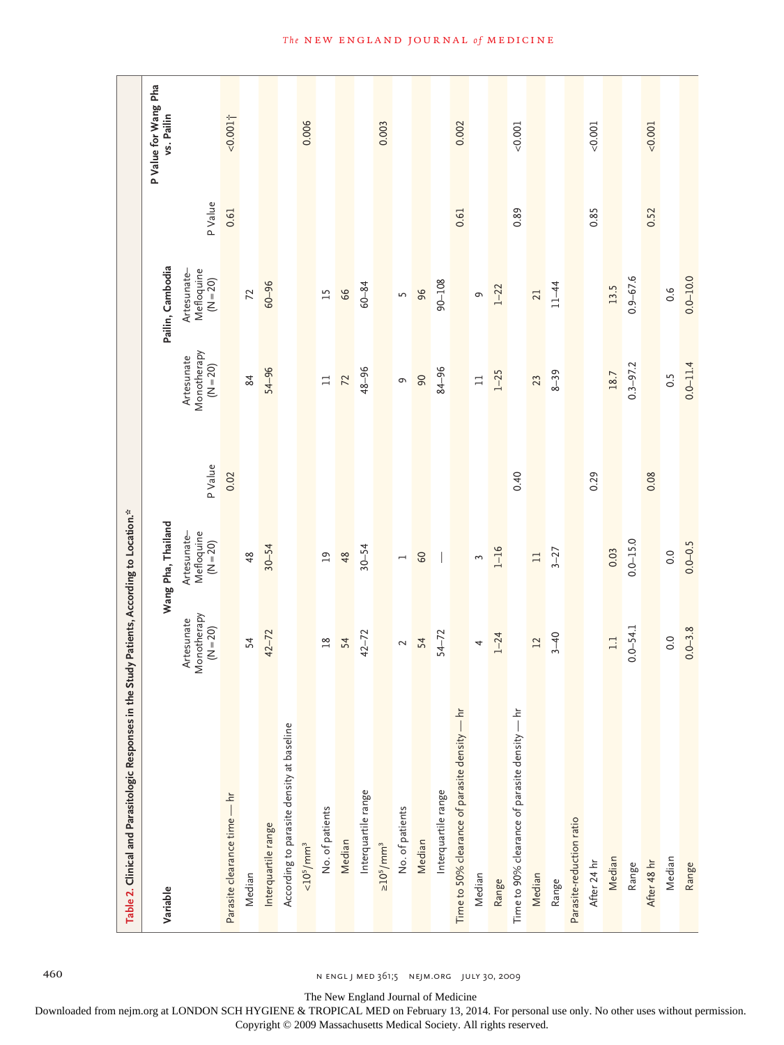**Table 2. Clinical and Parasitologic Responses in the Study Patients, According to Location.***

| Variable | Wang Pha, Thailand | | | Pailin, Cambodia | | | P Value for Wang Pha vs. Pailin |
|---|---|---|---|---|---|---|---|
| | Artesunate Monotherapy (N=20) | Artesunate–Mefloquine (N=20) | P Value | Artesunate Monotherapy (N=20) | Artesunate–Mefloquine (N=20) | P Value | |
| Parasite clearance time — hr | | | 0.02 | | | 0.61 | <0.001† |
| Median | 54 | 48 | | 84 | 72 | | |
| Interquartile range | 42–72 | 30–54 | | 54–96 | 60–96 | | |
| According to parasite density at baseline | | | | | | | |
| $<10^5/mm^3$ | | | | | | | 0.006 |
| No. of patients | 18 | 19 | | 11 | 15 | | |
| Median | 54 | 48 | | 72 | 66 | | |
| Interquartile range | 42–72 | 30–54 | | 48–96 | 60–84 | | |
| $\geq 10^5/mm^3$ | | | | | | | 0.003 |
| No. of patients | 2 | 1 | | 9 | 5 | | |
| Median | 54 | 60 | | 90 | 96 | | |
| Interquartile range | 54–72 | — | | 84–96 | 90–108 | | |
| Time to 50% clearance of parasite density — hr | | | | | | 0.61 | 0.002 |
| Median | 4 | 3 | | 11 | 9 | | |
| Range | 1–24 | 1–16 | | 1–25 | 1–22 | | |
| Time to 90% clearance of parasite density — hr | | | 0.40 | | | 0.89 | <0.001 |
| Median | 12 | 11 | | 23 | 21 | | |
| Range | 3–40 | 3–27 | | 8–39 | 11–44 | | |
| Parasite-reduction ratio | | | | | | | |
| After 24 hr | | | 0.29 | | | 0.85 | <0.001 |
| Median | 1.1 | 0.03 | | 18.7 | 13.5 | | |
| Range | 0.0–54.1 | 0.0–15.0 | | 0.3–97.2 | 0.9–67.6 | | |
| After 48 hr | | | 0.08 | | | 0.52 | <0.001 |
| Median | 0.0 | 0.0 | | 0.5 | 0.6 | | |
| Range | 0.0–3.8 | 0.0–0.5 | | 0.0–11.4 | 0.0–10.0 | | |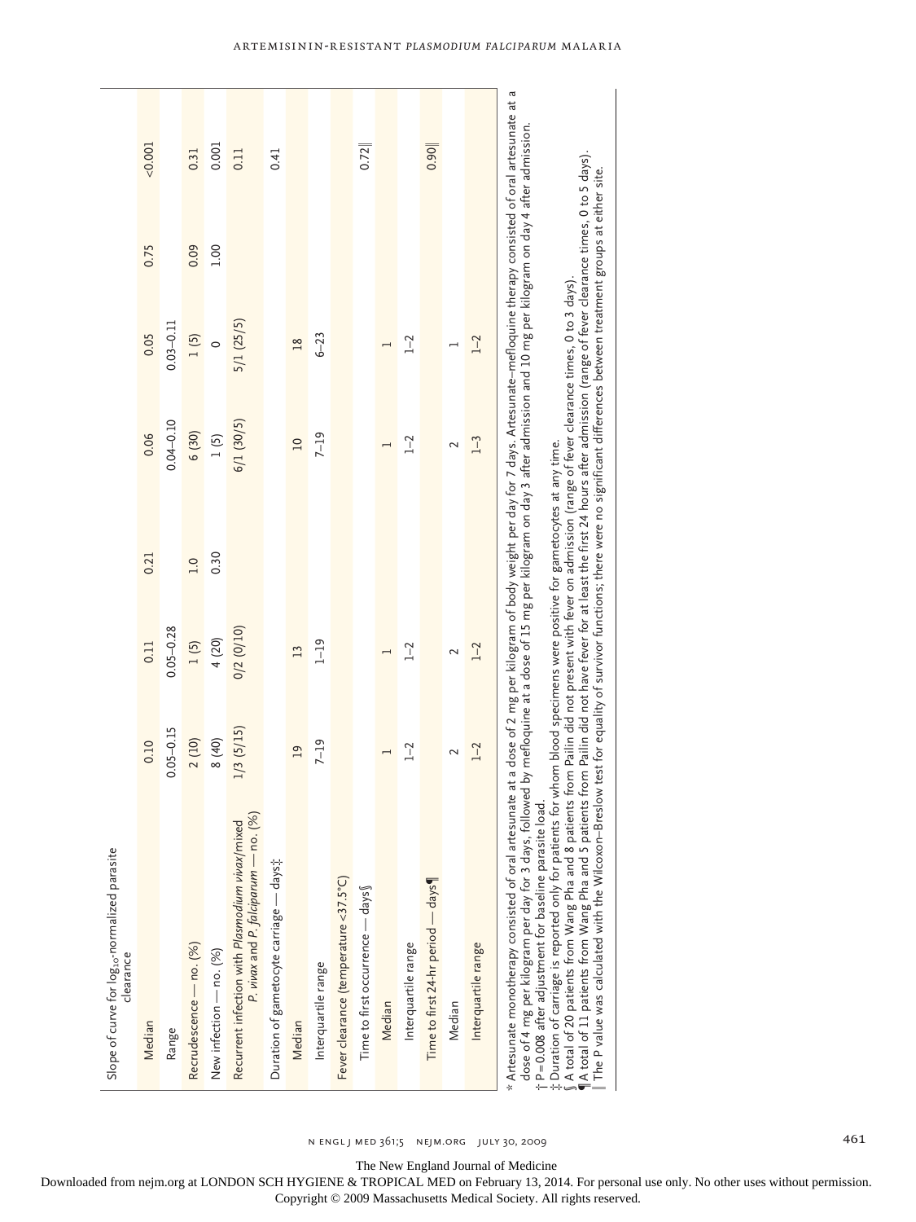| | | | | | | | |
|---|---|---|---|---|---|---|---|
| Slope of curve for $\log_{10}$-normalized parasite clearance | | | | | | | |
| Median | 0.10 | 0.11 | 0.21 | 0.06 | 0.05 | 0.75 | <0.001 |
| Range | 0.05–0.15 | 0.05–0.28 | | 0.04–0.10 | 0.03–0.11 | | |
| Recrudescence — no. (%) | 2 (10) | 1 (5) | 1.0 | 6 (30) | 1 (5) | 0.09 | 0.31 |
| New infection — no. (%) | 8 (40) | 4 (20) | 0.30 | 1 (5) | 0 | 1.00 | 0.001 |
| Recurrent infection with *Plasmodium vivax*/mixed *P. vivax* and *P. falciparum* — no. (%) | 1/3 (5/15) | 0/2 (0/10) | | 6/1 (30/5) | 5/1 (25/5) | | 0.11 |
| Duration of gametocyte carriage — days‡ | | | | | | | 0.41 |
| Median | 19 | 13 | | 10 | 18 | | |
| Interquartile range | 7–19 | 1–19 | | 7–19 | 6–23 | | |
| Fever clearance (temperature <37.5°C) | | | | | | | |
| Time to first occurrence — days§ | | | | | | | 0.72‖ |
| Median | 1 | 1 | | 1 | 1 | | |
| Interquartile range | 1–2 | 1–2 | | 1–2 | 1–2 | | |
| Time to first 24-hr period — days¶ | | | | | | | 0.90‖ |
| Median | 2 | 2 | | 2 | 1 | | |
| Interquartile range | 1–2 | 1–2 | | 1–3 | 1–2 | | |

\* Artesunate monotherapy consisted of oral artesunate at a dose of 2 mg per kilogram of body weight per day for 7 days. Artesunate–mefloquine therapy consisted of oral artesunate at a dose of 4 mg per kilogram per day for 3 days, followed by mefloquine at a dose of 15 mg per kilogram on day 3 after admission and 10 mg per kilogram on day 4 after admission.

† P=0.008 after adjustment for baseline parasite load.

‡ Duration of carriage is reported only for patients for whom blood specimens were positive for gametocytes at any time.

§ A total of 20 patients from Wang Pha and 8 patients from Pailin did not present with fever on admission (range of fever clearance times, 0 to 3 days).

¶ A total of 11 patients from Wang Pha and 5 patients from Pailin did not have fever for at least the first 24 hours after admission (range of fever clearance times, 0 to 5 days).

‖ The P value was calculated with the Wilcoxon–Breslow test for equality of survivor functions; there were no significant differences between treatment groups at either site.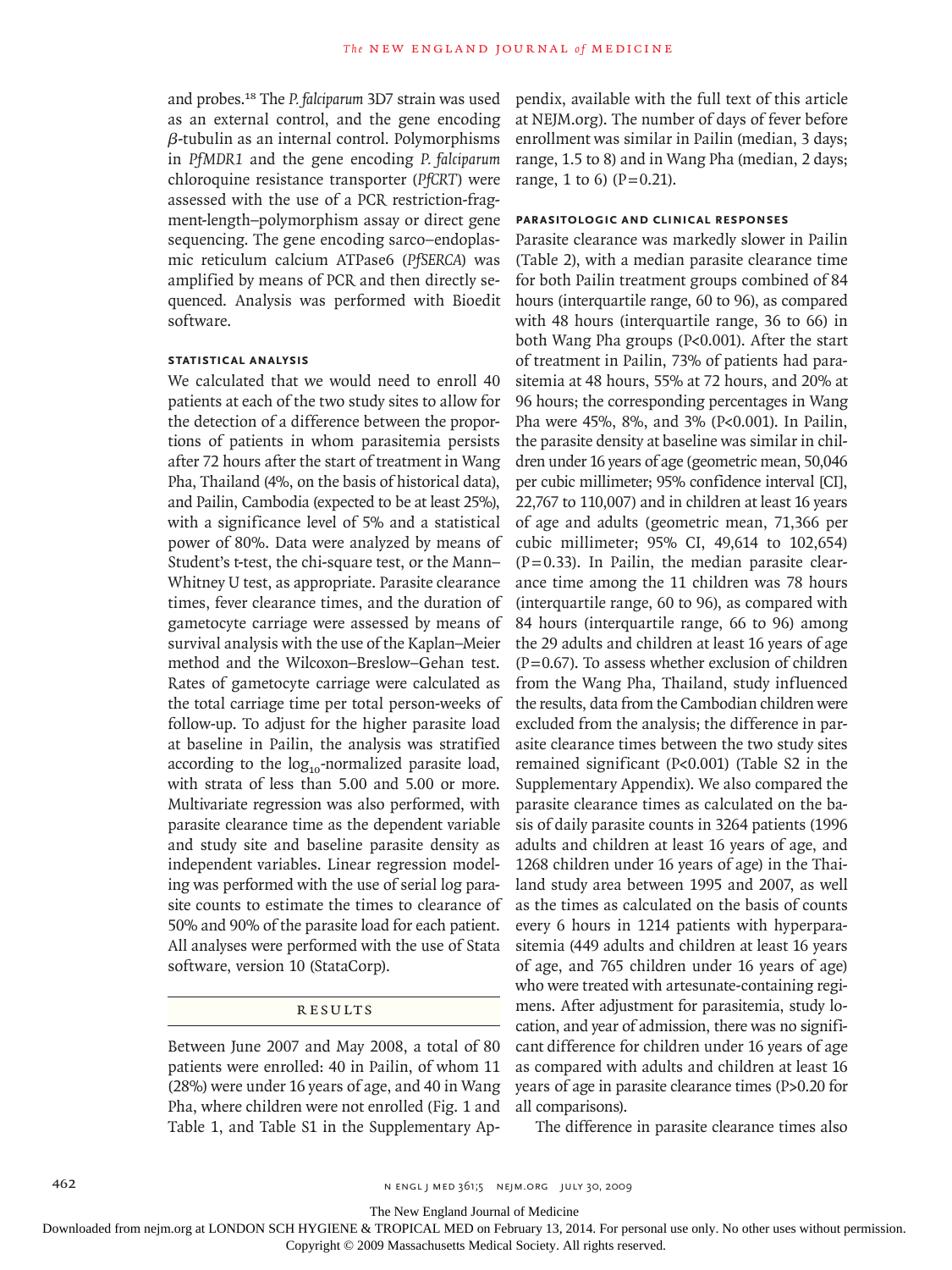and probes.[18] The *P. falciparum* 3D7 strain was used as an external control, and the gene encoding β-tubulin as an internal control. Polymorphisms in *PfMDR1* and the gene encoding *P. falciparum* chloroquine resistance transporter (*PfCRT*) were assessed with the use of a PCR restriction-fragment-length–polymorphism assay or direct gene sequencing. The gene encoding sarco–endoplasmic reticulum calcium ATPase6 (*PfSERCA*) was amplified by means of PCR and then directly sequenced. Analysis was performed with Bioedit software.

### STATISTICAL ANALYSIS

We calculated that we would need to enroll 40 patients at each of the two study sites to allow for the detection of a difference between the proportions of patients in whom parasitemia persists after 72 hours after the start of treatment in Wang Pha, Thailand (4%, on the basis of historical data), and Pailin, Cambodia (expected to be at least 25%), with a significance level of 5% and a statistical power of 80%. Data were analyzed by means of Student's t-test, the chi-square test, or the Mann–Whitney U test, as appropriate. Parasite clearance times, fever clearance times, and the duration of gametocyte carriage were assessed by means of survival analysis with the use of the Kaplan–Meier method and the Wilcoxon–Breslow–Gehan test. Rates of gametocyte carriage were calculated as the total carriage time per total person-weeks of follow-up. To adjust for the higher parasite load at baseline in Pailin, the analysis was stratified according to the $\log_{10}$-normalized parasite load, with strata of less than 5.00 and 5.00 or more. Multivariate regression was also performed, with parasite clearance time as the dependent variable and study site and baseline parasite density as independent variables. Linear regression modeling was performed with the use of serial log parasite counts to estimate the times to clearance of 50% and 90% of the parasite load for each patient. All analyses were performed with the use of Stata software, version 10 (StataCorp).

## RESULTS

Between June 2007 and May 2008, a total of 80 patients were enrolled: 40 in Pailin, of whom 11 (28%) were under 16 years of age, and 40 in Wang Pha, where children were not enrolled (Fig. 1 and Table 1, and Table S1 in the Supplementary Appendix, available with the full text of this article at NEJM.org). The number of days of fever before enrollment was similar in Pailin (median, 3 days; range, 1.5 to 8) and in Wang Pha (median, 2 days; range, 1 to 6) (P=0.21).

### PARASITOLOGIC AND CLINICAL RESPONSES

Parasite clearance was markedly slower in Pailin (Table 2), with a median parasite clearance time for both Pailin treatment groups combined of 84 hours (interquartile range, 60 to 96), as compared with 48 hours (interquartile range, 36 to 66) in both Wang Pha groups (P<0.001). After the start of treatment in Pailin, 73% of patients had parasitemia at 48 hours, 55% at 72 hours, and 20% at 96 hours; the corresponding percentages in Wang Pha were 45%, 8%, and 3% (P<0.001). In Pailin, the parasite density at baseline was similar in children under 16 years of age (geometric mean, 50,046 per cubic millimeter; 95% confidence interval [CI], 22,767 to 110,007) and in children at least 16 years of age and adults (geometric mean, 71,366 per cubic millimeter; 95% CI, 49,614 to 102,654) (P=0.33). In Pailin, the median parasite clearance time among the 11 children was 78 hours (interquartile range, 60 to 96), as compared with 84 hours (interquartile range, 66 to 96) among the 29 adults and children at least 16 years of age (P=0.67). To assess whether exclusion of children from the Wang Pha, Thailand, study influenced the results, data from the Cambodian children were excluded from the analysis; the difference in parasite clearance times between the two study sites remained significant (P<0.001) (Table S2 in the Supplementary Appendix). We also compared the parasite clearance times as calculated on the basis of daily parasite counts in 3264 patients (1996 adults and children at least 16 years of age, and 1268 children under 16 years of age) in the Thailand study area between 1995 and 2007, as well as the times as calculated on the basis of counts every 6 hours in 1214 patients with hyperparasitemia (449 adults and children at least 16 years of age, and 765 children under 16 years of age) who were treated with artesunate-containing regimens. After adjustment for parasitemia, study location, and year of admission, there was no significant difference for children under 16 years of age as compared with adults and children at least 16 years of age in parasite clearance times (P>0.20 for all comparisons).

The difference in parasite clearance times also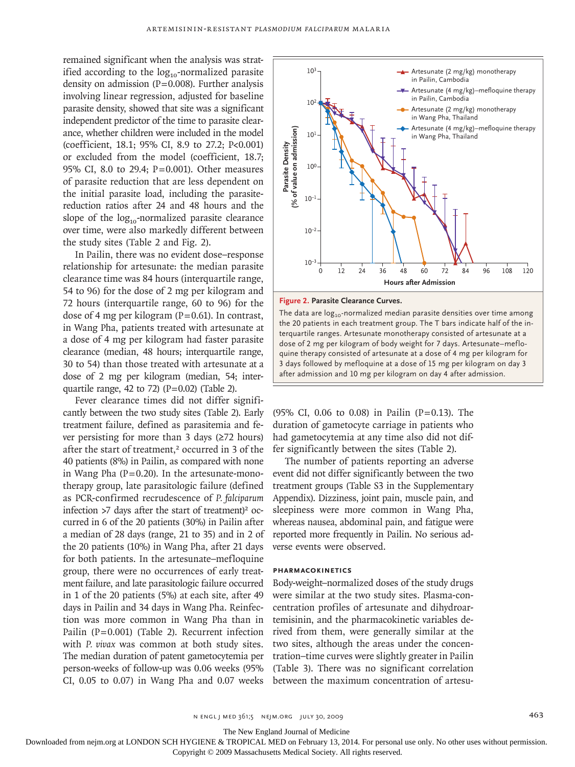remained significant when the analysis was stratified according to the $\log_{10}$-normalized parasite density on admission (P=0.008). Further analysis involving linear regression, adjusted for baseline parasite density, showed that site was a significant independent predictor of the time to parasite clearance, whether children were included in the model (coefficient, 18.1; 95% CI, 8.9 to 27.2; P<0.001) or excluded from the model (coefficient, 18.7; 95% CI, 8.0 to 29.4; P=0.001). Other measures of parasite reduction that are less dependent on the initial parasite load, including the parasite-reduction ratios after 24 and 48 hours and the slope of the $\log_{10}$-normalized parasite clearance over time, were also markedly different between the study sites (Table 2 and Fig. 2).

In Pailin, there was no evident dose–response relationship for artesunate: the median parasite clearance time was 84 hours (interquartile range, 54 to 96) for the dose of 2 mg per kilogram and 72 hours (interquartile range, 60 to 96) for the dose of 4 mg per kilogram (P=0.61). In contrast, in Wang Pha, patients treated with artesunate at a dose of 4 mg per kilogram had faster parasite clearance (median, 48 hours; interquartile range, 30 to 54) than those treated with artesunate at a dose of 2 mg per kilogram (median, 54; interquartile range, 42 to 72) (P=0.02) (Table 2).

Fever clearance times did not differ significantly between the two study sites (Table 2). Early treatment failure, defined as parasitemia and fever persisting for more than 3 days (≥72 hours) after the start of treatment,[2] occurred in 3 of the 40 patients (8%) in Pailin, as compared with none in Wang Pha (P=0.20). In the artesunate-monotherapy group, late parasitologic failure (defined as PCR-confirmed recrudescence of *P. falciparum* infection >7 days after the start of treatment)[2] occurred in 6 of the 20 patients (30%) in Pailin after a median of 28 days (range, 21 to 35) and in 2 of the 20 patients (10%) in Wang Pha, after 21 days for both patients. In the artesunate–mefloquine group, there were no occurrences of early treatment failure, and late parasitologic failure occurred in 1 of the 20 patients (5%) at each site, after 49 days in Pailin and 34 days in Wang Pha. Reinfection was more common in Wang Pha than in Pailin (P=0.001) (Table 2). Recurrent infection with *P. vivax* was common at both study sites. The median duration of patent gametocytemia per person-weeks of follow-up was 0.06 weeks (95% CI, 0.05 to 0.07) in Wang Pha and 0.07 weeks (95% CI, 0.06 to 0.08) in Pailin (P=0.13). The duration of gametocyte carriage in patients who had gametocytemia at any time also did not differ significantly between the sites (Table 2).

**Figure 2. Parasite Clearance Curves.**

The data are $\log_{10}$-normalized median parasite densities over time among the 20 patients in each treatment group. The T bars indicate half of the interquartile ranges. Artesunate monotherapy consisted of artesunate at a dose of 2 mg per kilogram of body weight for 7 days. Artesunate–mefloquine therapy consisted of artesunate at a dose of 4 mg per kilogram for 3 days followed by mefloquine at a dose of 15 mg per kilogram on day 3 after admission and 10 mg per kilogram on day 4 after admission.

The number of patients reporting an adverse event did not differ significantly between the two treatment groups (Table S3 in the Supplementary Appendix). Dizziness, joint pain, muscle pain, and sleepiness were more common in Wang Pha, whereas nausea, abdominal pain, and fatigue were reported more frequently in Pailin. No serious adverse events were observed.

### PHARMACOKINETICS

Body-weight–normalized doses of the study drugs were similar at the two study sites. Plasma-concentration profiles of artesunate and dihydroartemisinin, and the pharmacokinetic variables derived from them, were generally similar at the two sites, although the areas under the concentration–time curves were slightly greater in Pailin (Table 3). There was no significant correlation between the maximum concentration of artesu-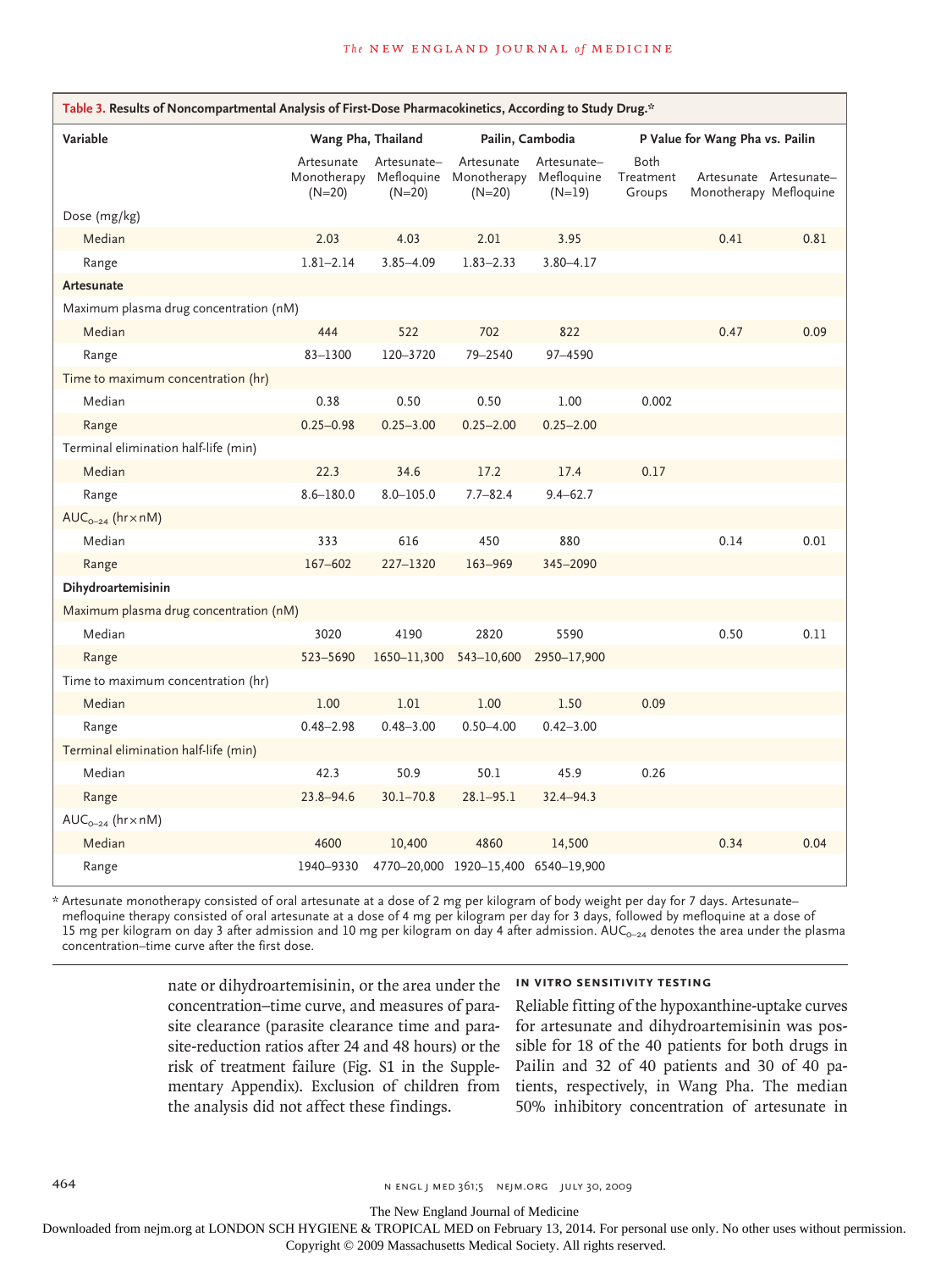**Table 3. Results of Noncompartmental Analysis of First-Dose Pharmacokinetics, According to Study Drug.***

| Variable | Wang Pha, Thailand | | Pailin, Cambodia | | P Value for Wang Pha vs. Pailin | | |
|---|---|---|---|---|---|---|---|
| | Artesunate Monotherapy (N=20) | Artesunate–Mefloquine (N=20) | Artesunate Monotherapy (N=20) | Artesunate–Mefloquine (N=19) | Both Treatment Groups | Artesunate Monotherapy | Artesunate–Mefloquine |
| Dose (mg/kg) | | | | | | | |
| Median | 2.03 | 4.03 | 2.01 | 3.95 | | 0.41 | 0.81 |
| Range | 1.81–2.14 | 3.85–4.09 | 1.83–2.33 | 3.80–4.17 | | | |
| **Artesunate** | | | | | | | |
| Maximum plasma drug concentration (nM) | | | | | | | |
| Median | 444 | 522 | 702 | 822 | | 0.47 | 0.09 |
| Range | 83–1300 | 120–3720 | 79–2540 | 97–4590 | | | |
| Time to maximum concentration (hr) | | | | | | | |
| Median | 0.38 | 0.50 | 0.50 | 1.00 | 0.002 | | |
| Range | 0.25–0.98 | 0.25–3.00 | 0.25–2.00 | 0.25–2.00 | | | |
| Terminal elimination half-life (min) | | | | | | | |
| Median | 22.3 | 34.6 | 17.2 | 17.4 | 0.17 | | |
| Range | 8.6–180.0 | 8.0–105.0 | 7.7–82.4 | 9.4–62.7 | | | |
| $AUC_{0-24}$ (hr × nM) | | | | | | | |
| Median | 333 | 616 | 450 | 880 | | 0.14 | 0.01 |
| Range | 167–602 | 227–1320 | 163–969 | 345–2090 | | | |
| **Dihydroartemisinin** | | | | | | | |
| Maximum plasma drug concentration (nM) | | | | | | | |
| Median | 3020 | 4190 | 2820 | 5590 | | 0.50 | 0.11 |
| Range | 523–5690 | 1650–11,300 | 543–10,600 | 2950–17,900 | | | |
| Time to maximum concentration (hr) | | | | | | | |
| Median | 1.00 | 1.01 | 1.00 | 1.50 | 0.09 | | |
| Range | 0.48–2.98 | 0.48–3.00 | 0.50–4.00 | 0.42–3.00 | | | |
| Terminal elimination half-life (min) | | | | | | | |
| Median | 42.3 | 50.9 | 50.1 | 45.9 | 0.26 | | |
| Range | 23.8–94.6 | 30.1–70.8 | 28.1–95.1 | 32.4–94.3 | | | |
| $AUC_{0-24}$ (hr × nM) | | | | | | | |
| Median | 4600 | 10,400 | 4860 | 14,500 | | 0.34 | 0.04 |
| Range | 1940–9330 | 4770–20,000 | 1920–15,400 | 6540–19,900 | | | |

\* Artesunate monotherapy consisted of oral artesunate at a dose of 2 mg per kilogram of body weight per day for 7 days. Artesunate–mefloquine therapy consisted of oral artesunate at a dose of 4 mg per kilogram per day for 3 days, followed by mefloquine at a dose of 15 mg per kilogram on day 3 after admission and 10 mg per kilogram on day 4 after admission. $AUC_{0-24}$ denotes the area under the plasma concentration–time curve after the first dose.

nate or dihydroartemisinin, or the area under the concentration–time curve, and measures of parasite clearance (parasite clearance time and parasite-reduction ratios after 24 and 48 hours) or the risk of treatment failure (Fig. S1 in the Supplementary Appendix). Exclusion of children from the analysis did not affect these findings.

### IN VITRO SENSITIVITY TESTING

Reliable fitting of the hypoxanthine-uptake curves for artesunate and dihydroartemisinin was possible for 18 of the 40 patients for both drugs in Pailin and 32 of 40 patients and 30 of 40 patients, respectively, in Wang Pha. The median 50% inhibitory concentration of artesunate in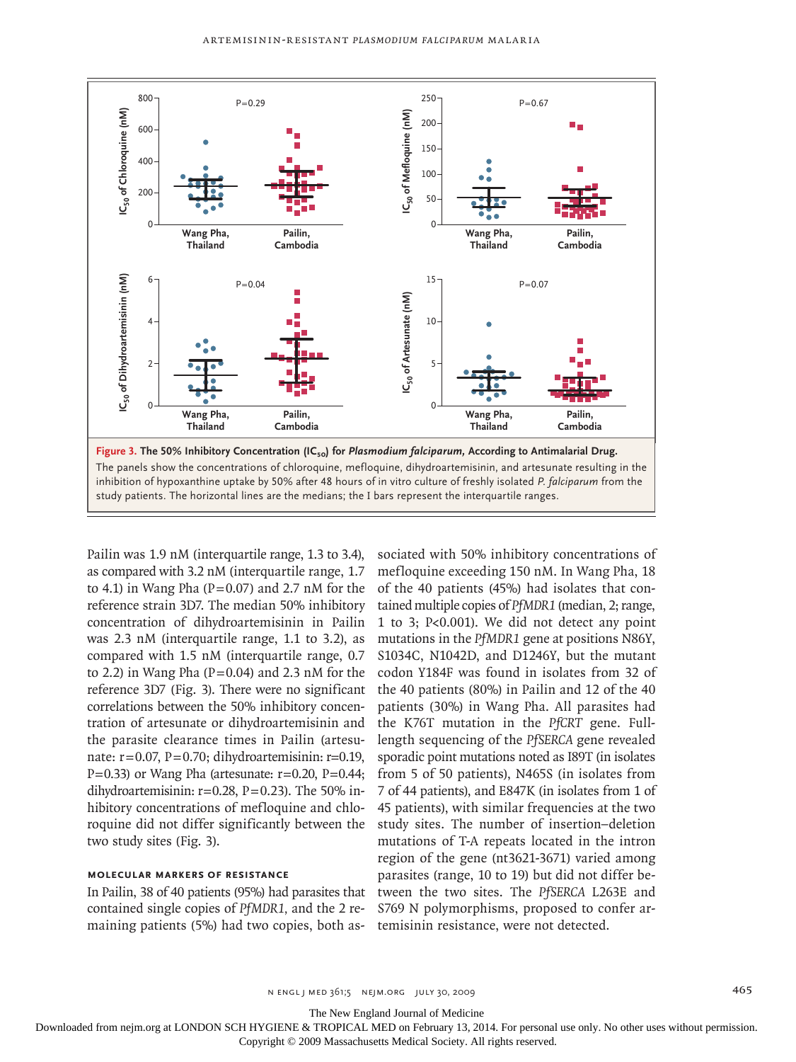**Figure 3. The 50% Inhibitory Concentration ($IC_{50}$) for *Plasmodium falciparum,* According to Antimalarial Drug.**
The panels show the concentrations of chloroquine, mefloquine, dihydroartemisinin, and artesunate resulting in the inhibition of hypoxanthine uptake by 50% after 48 hours of in vitro culture of freshly isolated *P. falciparum* from the study patients. The horizontal lines are the medians; the I bars represent the interquartile ranges.

Pailin was 1.9 nM (interquartile range, 1.3 to 3.4), as compared with 3.2 nM (interquartile range, 1.7 to 4.1) in Wang Pha (P=0.07) and 2.7 nM for the reference strain 3D7. The median 50% inhibitory concentration of dihydroartemisinin in Pailin was 2.3 nM (interquartile range, 1.1 to 3.2), as compared with 1.5 nM (interquartile range, 0.7 to 2.2) in Wang Pha (P=0.04) and 2.3 nM for the reference 3D7 (Fig. 3). There were no significant correlations between the 50% inhibitory concentration of artesunate or dihydroartemisinin and the parasite clearance times in Pailin (artesunate: r=0.07, P=0.70; dihydroartemisinin: r=0.19, P=0.33) or Wang Pha (artesunate: r=0.20, P=0.44; dihydroartemisinin: r=0.28, P=0.23). The 50% inhibitory concentrations of mefloquine and chloroquine did not differ significantly between the two study sites (Fig. 3).

### MOLECULAR MARKERS OF RESISTANCE

In Pailin, 38 of 40 patients (95%) had parasites that contained single copies of *PfMDR1,* and the 2 remaining patients (5%) had two copies, both associated with 50% inhibitory concentrations of mefloquine exceeding 150 nM. In Wang Pha, 18 of the 40 patients (45%) had isolates that contained multiple copies of *PfMDR1* (median, 2; range, 1 to 3; P<0.001). We did not detect any point mutations in the *PfMDR1* gene at positions N86Y, S1034C, N1042D, and D1246Y, but the mutant codon Y184F was found in isolates from 32 of the 40 patients (80%) in Pailin and 12 of the 40 patients (30%) in Wang Pha. All parasites had the K76T mutation in the *PfCRT* gene. Full-length sequencing of the *PfSERCA* gene revealed sporadic point mutations noted as I89T (in isolates from 5 of 50 patients), N465S (in isolates from 7 of 44 patients), and E847K (in isolates from 1 of 45 patients), with similar frequencies at the two study sites. The number of insertion–deletion mutations of T-A repeats located in the intron region of the gene (nt3621-3671) varied among parasites (range, 10 to 19) but did not differ between the two sites. The *PfSERCA* L263E and S769 N polymorphisms, proposed to confer artemisinin resistance, were not detected.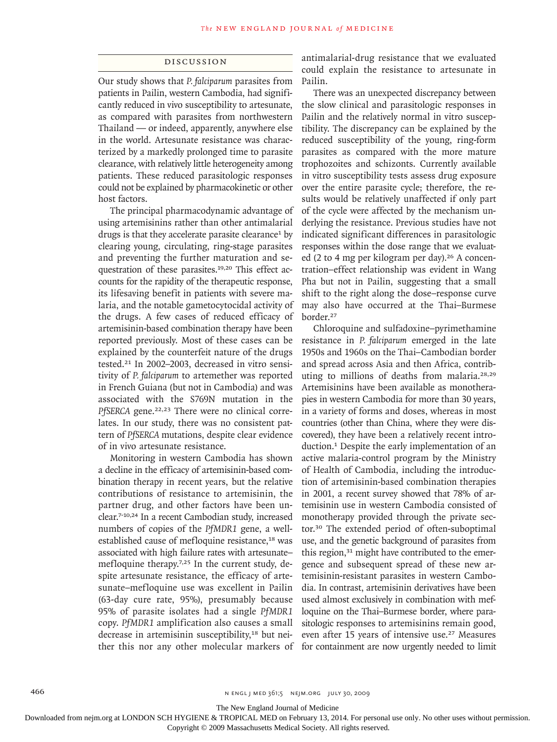## DISCUSSION

Our study shows that *P. falciparum* parasites from patients in Pailin, western Cambodia, had significantly reduced in vivo susceptibility to artesunate, as compared with parasites from northwestern Thailand — or indeed, apparently, anywhere else in the world. Artesunate resistance was characterized by a markedly prolonged time to parasite clearance, with relatively little heterogeneity among patients. These reduced parasitologic responses could not be explained by pharmacokinetic or other host factors.

The principal pharmacodynamic advantage of using artemisinins rather than other antimalarial drugs is that they accelerate parasite clearance[1] by clearing young, circulating, ring-stage parasites and preventing the further maturation and sequestration of these parasites.[19,20] This effect accounts for the rapidity of the therapeutic response, its lifesaving benefit in patients with severe malaria, and the notable gametocytocidal activity of the drugs. A few cases of reduced efficacy of artemisinin-based combination therapy have been reported previously. Most of these cases can be explained by the counterfeit nature of the drugs tested.[21] In 2002–2003, decreased in vitro sensitivity of *P. falciparum* to artemether was reported in French Guiana (but not in Cambodia) and was associated with the S769N mutation in the *PfSERCA* gene.[22,23] There were no clinical correlates. In our study, there was no consistent pattern of *PfSERCA* mutations, despite clear evidence of in vivo artesunate resistance.

Monitoring in western Cambodia has shown a decline in the efficacy of artemisinin-based combination therapy in recent years, but the relative contributions of resistance to artemisinin, the partner drug, and other factors have been unclear.[7-10,24] In a recent Cambodian study, increased numbers of copies of the *PfMDR1* gene, a well-established cause of mefloquine resistance,[18] was associated with high failure rates with artesunate–mefloquine therapy.[7,25] In the current study, despite artesunate resistance, the efficacy of artesunate–mefloquine use was excellent in Pailin (63-day cure rate, 95%), presumably because 95% of parasite isolates had a single *PfMDR1* copy. *PfMDR1* amplification also causes a small decrease in artemisinin susceptibility,[18] but neither this nor any other molecular markers of antimalarial-drug resistance that we evaluated could explain the resistance to artesunate in Pailin.

There was an unexpected discrepancy between the slow clinical and parasitologic responses in Pailin and the relatively normal in vitro susceptibility. The discrepancy can be explained by the reduced susceptibility of the young, ring-form parasites as compared with the more mature trophozoites and schizonts. Currently available in vitro susceptibility tests assess drug exposure over the entire parasite cycle; therefore, the results would be relatively unaffected if only part of the cycle were affected by the mechanism underlying the resistance. Previous studies have not indicated significant differences in parasitologic responses within the dose range that we evaluated (2 to 4 mg per kilogram per day).[26] A concentration–effect relationship was evident in Wang Pha but not in Pailin, suggesting that a small shift to the right along the dose–response curve may also have occurred at the Thai–Burmese border.[27]

Chloroquine and sulfadoxine–pyrimethamine resistance in *P. falciparum* emerged in the late 1950s and 1960s on the Thai–Cambodian border and spread across Asia and then Africa, contributing to millions of deaths from malaria.[28,29] Artemisinins have been available as monotherapies in western Cambodia for more than 30 years, in a variety of forms and doses, whereas in most countries (other than China, where they were discovered), they have been a relatively recent introduction.[1] Despite the early implementation of an active malaria-control program by the Ministry of Health of Cambodia, including the introduction of artemisinin-based combination therapies in 2001, a recent survey showed that 78% of artemisinin use in western Cambodia consisted of monotherapy provided through the private sector.[30] The extended period of often-suboptimal use, and the genetic background of parasites from this region,[31] might have contributed to the emergence and subsequent spread of these new artemisinin-resistant parasites in western Cambodia. In contrast, artemisinin derivatives have been used almost exclusively in combination with mefloquine on the Thai–Burmese border, where parasitologic responses to artemisinins remain good, even after 15 years of intensive use.[27] Measures for containment are now urgently needed to limit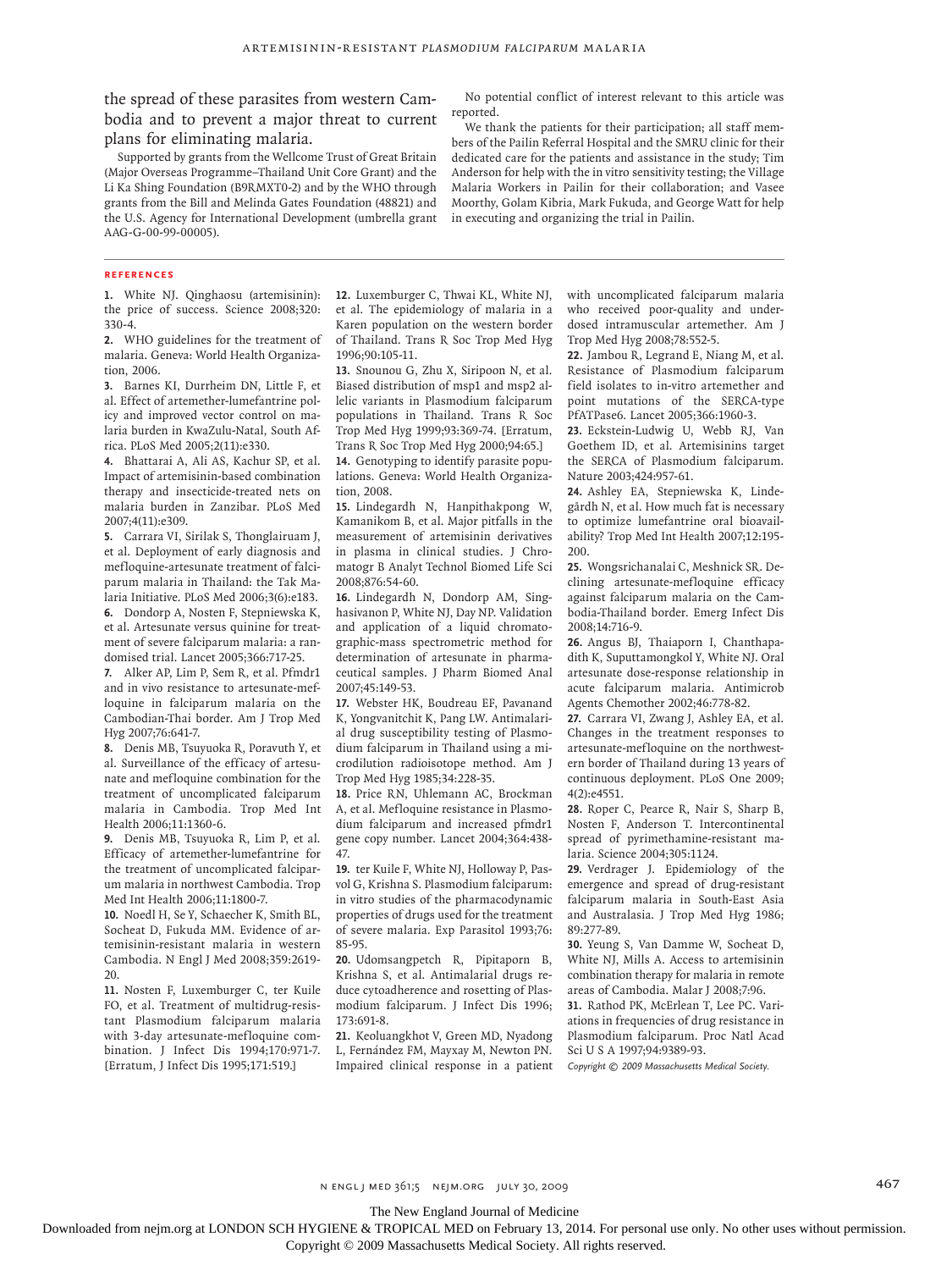the spread of these parasites from western Cambodia and to prevent a major threat to current plans for eliminating malaria.

Supported by grants from the Wellcome Trust of Great Britain (Major Overseas Programme–Thailand Unit Core Grant) and the Li Ka Shing Foundation (B9RMXT0-2) and by the WHO through grants from the Bill and Melinda Gates Foundation (48821) and the U.S. Agency for International Development (umbrella grant AAG-G-00-99-00005).

No potential conflict of interest relevant to this article was reported.

We thank the patients for their participation; all staff members of the Pailin Referral Hospital and the SMRU clinic for their dedicated care for the patients and assistance in the study; Tim Anderson for help with the in vitro sensitivity testing; the Village Malaria Workers in Pailin for their collaboration; and Vasee Moorthy, Golam Kibria, Mark Fukuda, and George Watt for help in executing and organizing the trial in Pailin.

## References

1. White NJ. Qinghaosu (artemisinin): the price of success. Science 2008;320:330-4.
2. WHO guidelines for the treatment of malaria. Geneva: World Health Organization, 2006.
3. Barnes KI, Durrheim DN, Little F, et al. Effect of artemether-lumefantrine policy and improved vector control on malaria burden in KwaZulu-Natal, South Africa. PLoS Med 2005;2(11):e330.
4. Bhattarai A, Ali AS, Kachur SP, et al. Impact of artemisinin-based combination therapy and insecticide-treated nets on malaria burden in Zanzibar. PLoS Med 2007;4(11):e309.
5. Carrara VI, Sirilak S, Thonglairuam J, et al. Deployment of early diagnosis and mefloquine-artesunate treatment of falciparum malaria in Thailand: the Tak Malaria Initiative. PLoS Med 2006;3(6):e183.
6. Dondorp A, Nosten F, Stepniewska K, et al. Artesunate versus quinine for treatment of severe falciparum malaria: a randomised trial. Lancet 2005;366:717-25.
7. Alker AP, Lim P, Sem R, et al. Pfmdr1 and in vivo resistance to artesunate-mefloquine in falciparum malaria on the Cambodian-Thai border. Am J Trop Med Hyg 2007;76:641-7.
8. Denis MB, Tsuyuoka R, Poravuth Y, et al. Surveillance of the efficacy of artesunate and mefloquine combination for the treatment of uncomplicated falciparum malaria in Cambodia. Trop Med Int Health 2006;11:1360-6.
9. Denis MB, Tsuyuoka R, Lim P, et al. Efficacy of artemether-lumefantrine for the treatment of uncomplicated falciparum malaria in northwest Cambodia. Trop Med Int Health 2006;11:1800-7.
10. Noedl H, Se Y, Schaecher K, Smith BL, Socheat D, Fukuda MM. Evidence of artemisinin-resistant malaria in western Cambodia. N Engl J Med 2008;359:2619-20.
11. Nosten F, Luxemburger C, ter Kuile FO, et al. Treatment of multidrug-resistant Plasmodium falciparum malaria with 3-day artesunate-mefloquine combination. J Infect Dis 1994;170:971-7. [Erratum, J Infect Dis 1995;171:519.]
12. Luxemburger C, Thwai KL, White NJ, et al. The epidemiology of malaria in a Karen population on the western border of Thailand. Trans R Soc Trop Med Hyg 1996;90:105-11.
13. Snounou G, Zhu X, Siripoon N, et al. Biased distribution of msp1 and msp2 allelic variants in Plasmodium falciparum populations in Thailand. Trans R Soc Trop Med Hyg 1999;93:369-74. [Erratum, Trans R Soc Trop Med Hyg 2000;94:65.]
14. Genotyping to identify parasite populations. Geneva: World Health Organization, 2008.
15. Lindegardh N, Hanpithakpong W, Kamanikom B, et al. Major pitfalls in the measurement of artemisinin derivatives in plasma in clinical studies. J Chromatogr B Analyt Technol Biomed Life Sci 2008;876:54-60.
16. Lindegardh N, Dondorp AM, Singhasivanon P, White NJ, Day NP. Validation and application of a liquid chromatographic-mass spectrometric method for determination of artesunate in pharmaceutical samples. J Pharm Biomed Anal 2007;45:149-53.
17. Webster HK, Boudreau EF, Pavanand K, Yongvanitchit K, Pang LW. Antimalarial drug susceptibility testing of Plasmodium falciparum in Thailand using a microdilution radioisotope method. Am J Trop Med Hyg 1985;34:228-35.
18. Price RN, Uhlemann AC, Brockman A, et al. Mefloquine resistance in Plasmodium falciparum and increased pfmdr1 gene copy number. Lancet 2004;364:438-47.
19. ter Kuile F, White NJ, Holloway P, Pasvol G, Krishna S. Plasmodium falciparum: in vitro studies of the pharmacodynamic properties of drugs used for the treatment of severe malaria. Exp Parasitol 1993;76:85-95.
20. Udomsangpetch R, Pipitaporn B, Krishna S, et al. Antimalarial drugs reduce cytoadherence and rosetting of Plasmodium falciparum. J Infect Dis 1996;173:691-8.
21. Keoluangkhot V, Green MD, Nyadong L, Fernández FM, Mayxay M, Newton PN. Impaired clinical response in a patient with uncomplicated falciparum malaria who received poor-quality and underdosed intramuscular artemether. Am J Trop Med Hyg 2008;78:552-5.
22. Jambou R, Legrand E, Niang M, et al. Resistance of Plasmodium falciparum field isolates to in-vitro artemether and point mutations of the SERCA-type PfATPase6. Lancet 2005;366:1960-3.
23. Eckstein-Ludwig U, Webb RJ, Van Goethem ID, et al. Artemisinins target the SERCA of Plasmodium falciparum. Nature 2003;424:957-61.
24. Ashley EA, Stepniewska K, Lindegårdh N, et al. How much fat is necessary to optimize lumefantrine oral bioavailability? Trop Med Int Health 2007;12:195-200.
25. Wongsrichanalai C, Meshnick SR. Declining artesunate-mefloquine efficacy against falciparum malaria on the Cambodia-Thailand border. Emerg Infect Dis 2008;14:716-9.
26. Angus BJ, Thaiaporn I, Chanthapadith K, Suputtamongkol Y, White NJ. Oral artesunate dose-response relationship in acute falciparum malaria. Antimicrob Agents Chemother 2002;46:778-82.
27. Carrara VI, Zwang J, Ashley EA, et al. Changes in the treatment responses to artesunate-mefloquine on the northwestern border of Thailand during 13 years of continuous deployment. PLoS One 2009;4(2):e4551.
28. Roper C, Pearce R, Nair S, Sharp B, Nosten F, Anderson T. Intercontinental spread of pyrimethamine-resistant malaria. Science 2004;305:1124.
29. Verdrager J. Epidemiology of the emergence and spread of drug-resistant falciparum malaria in South-East Asia and Australasia. J Trop Med Hyg 1986;89:277-89.
30. Yeung S, Van Damme W, Socheat D, White NJ, Mills A. Access to artemisinin combination therapy for malaria in remote areas of Cambodia. Malar J 2008;7:96.
31. Rathod PK, McErlean T, Lee PC. Variations in frequencies of drug resistance in Plasmodium falciparum. Proc Natl Acad Sci U S A 1997;94:9389-93.

*Copyright © 2009 Massachusetts Medical Society.*